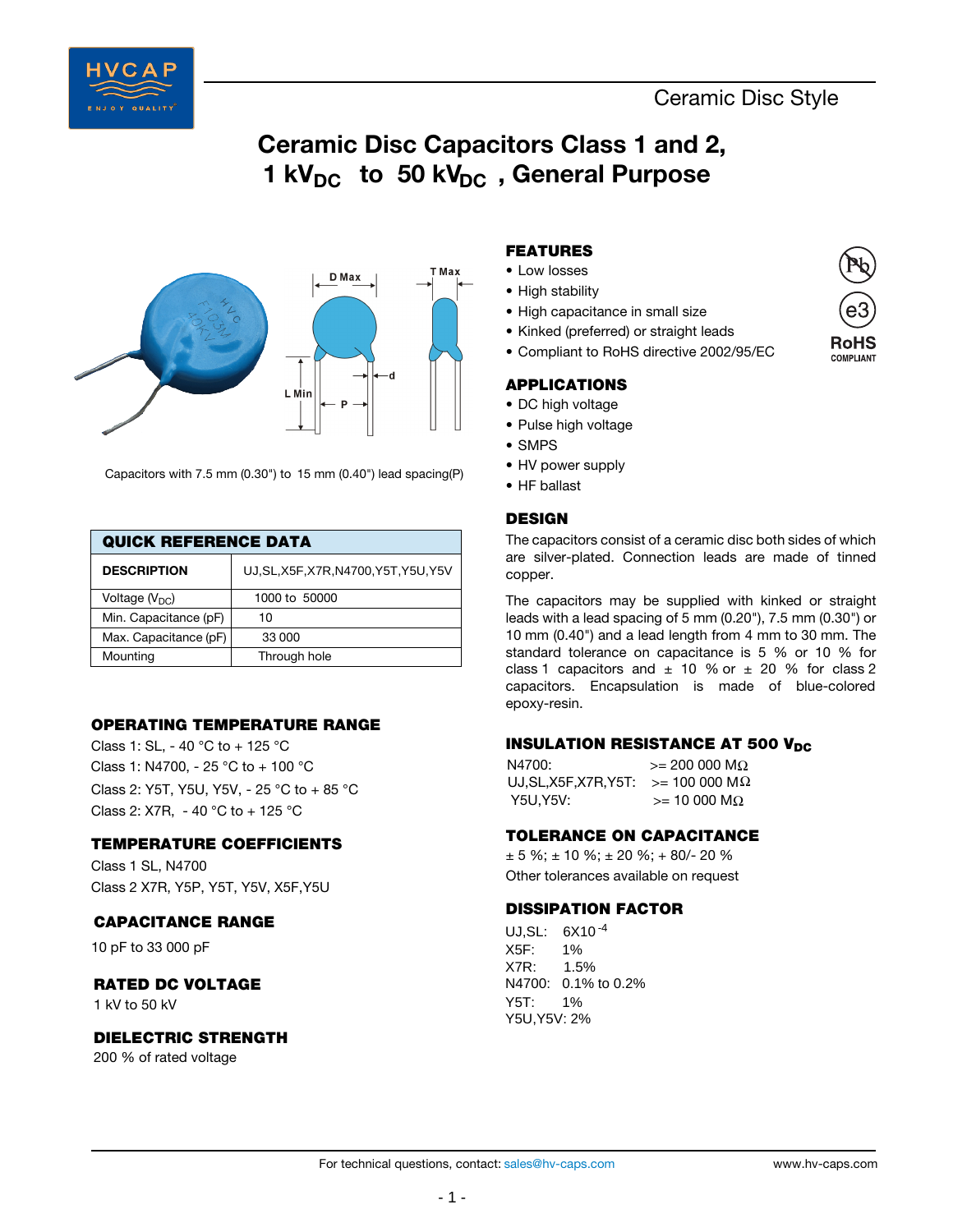# Ceramic Disc Capacitors Class 1 and 2, 1 $kV_{DC}$ to 50 $kV_{DC}$ , General Purpose

Capacitors with 7.5 mm (0.30") to 15 mm (0.40") lead spacing(P)

| QUICK REFERENCE DATA | |
|---|---|
| **DESCRIPTION** | UJ,SL,X5F,X7R,N4700,Y5T,Y5U,Y5V |
| Voltage ($V_{DC}$) | 1000 to 50000 |
| Min. Capacitance (pF) | 10 |
| Max. Capacitance (pF) | 33 000 |
| Mounting | Through hole |

## OPERATING TEMPERATURE RANGE

Class 1: SL, - 40 °C to + 125 °C

Class 1: N4700, - 25 °C to + 100 °C

Class 2: Y5T, Y5U, Y5V, - 25 °C to + 85 °C

Class 2: X7R, - 40 °C to + 125 °C

## TEMPERATURE COEFFICIENTS

Class 1 SL, N4700

Class 2 X7R, Y5P, Y5T, Y5V, X5F,Y5U

## CAPACITANCE RANGE

10 pF to 33 000 pF

## RATED DC VOLTAGE

1 kV to 50 kV

## DIELECTRIC STRENGTH

200 % of rated voltage

## FEATURES

- Low losses
- High stability
- High capacitance in small size
- Kinked (preferred) or straight leads
- Compliant to RoHS directive 2002/95/EC

## APPLICATIONS

- DC high voltage
- Pulse high voltage
- SMPS
- HV power supply
- HF ballast

## DESIGN

The capacitors consist of a ceramic disc both sides of which are silver-plated. Connection leads are made of tinned copper.

The capacitors may be supplied with kinked or straight leads with a lead spacing of 5 mm (0.20"), 7.5 mm (0.30") or 10 mm (0.40") and a lead length from 4 mm to 30 mm. The standard tolerance on capacitance is 5 % for class 1 capacitors and ± 10 % or ± 20 % for class 2 capacitors. Encapsulation is made of blue-colored epoxy-resin.

## INSULATION RESISTANCE AT 500 $V_{DC}$

N4700: >= 200 000 MΩ

UJ,SL,X5F,X7R,Y5T: >= 100 000 MΩ

Y5U,Y5V: >= 10 000 MΩ

## TOLERANCE ON CAPACITANCE

± 5 %; ± 10 %; ± 20 %; + 80/- 20 %

Other tolerances available on request

## DISSIPATION FACTOR

UJ,SL: $6X10^{-4}$

X5F: 1%

X7R: 1.5%

N4700: 0.1% to 0.2%

Y5T: 1%

Y5U,Y5V: 2%

For technical questions, contact: sales@hv-caps.com www.hv-caps.com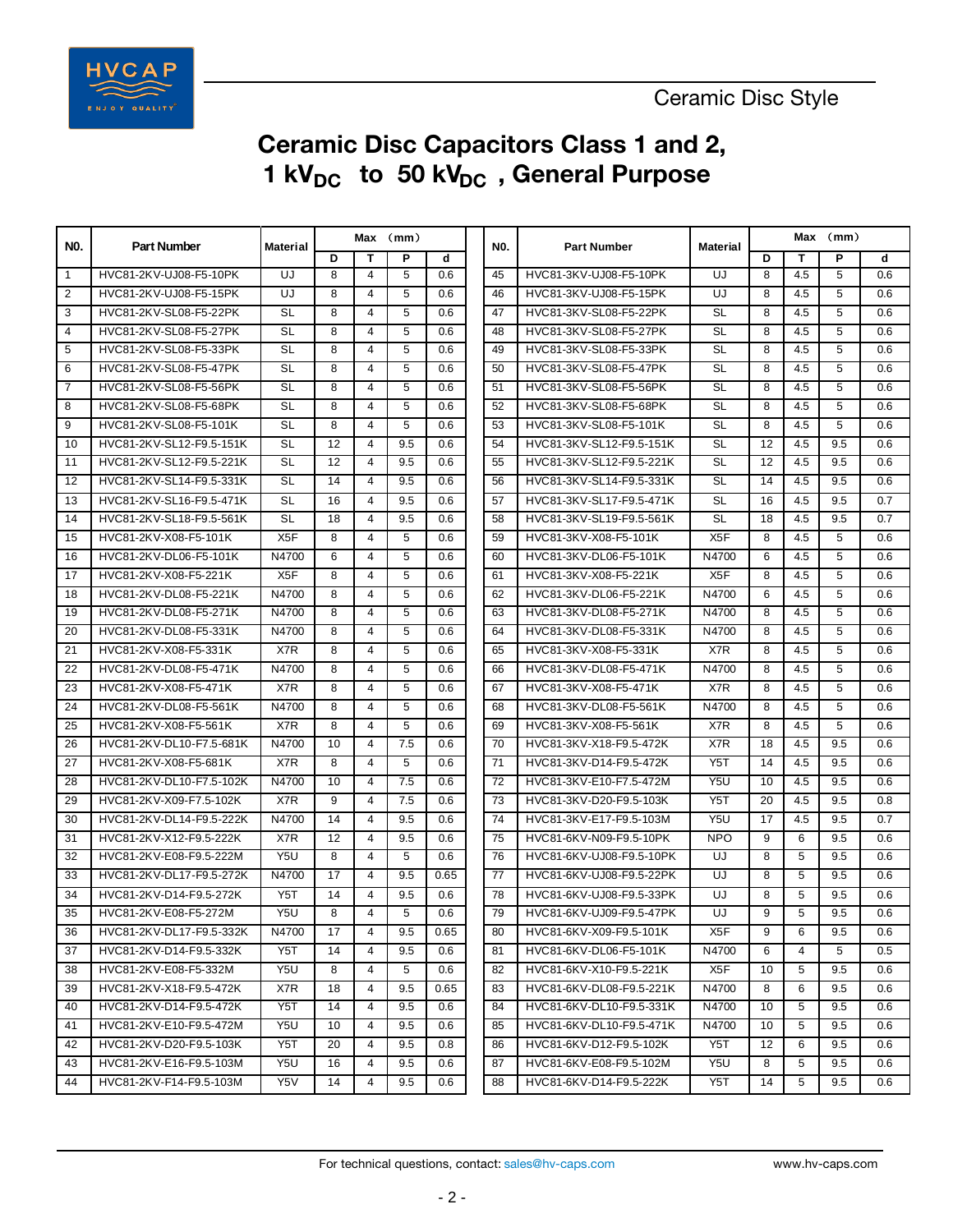# Ceramic Disc Capacitors Class 1 and 2, 1 $kV_{DC}$ to 50 $kV_{DC}$, General Purpose

| N0. | Part Number | Material | Max (mm) | | | |
|---|---|---|---|---|---|---|
| | | | D | T | P | d |
| 1 | HVC81-2KV-UJ08-F5-10PK | UJ | 8 | 4 | 5 | 0.6 |
| 2 | HVC81-2KV-UJ08-F5-15PK | UJ | 8 | 4 | 5 | 0.6 |
| 3 | HVC81-2KV-SL08-F5-22PK | SL | 8 | 4 | 5 | 0.6 |
| 4 | HVC81-2KV-SL08-F5-27PK | SL | 8 | 4 | 5 | 0.6 |
| 5 | HVC81-2KV-SL08-F5-33PK | SL | 8 | 4 | 5 | 0.6 |
| 6 | HVC81-2KV-SL08-F5-47PK | SL | 8 | 4 | 5 | 0.6 |
| 7 | HVC81-2KV-SL08-F5-56PK | SL | 8 | 4 | 5 | 0.6 |
| 8 | HVC81-2KV-SL08-F5-68PK | SL | 8 | 4 | 5 | 0.6 |
| 9 | HVC81-2KV-SL08-F5-101K | SL | 8 | 4 | 5 | 0.6 |
| 10 | HVC81-2KV-SL12-F9.5-151K | SL | 12 | 4 | 9.5 | 0.6 |
| 11 | HVC81-2KV-SL12-F9.5-221K | SL | 12 | 4 | 9.5 | 0.6 |
| 12 | HVC81-2KV-SL14-F9.5-331K | SL | 14 | 4 | 9.5 | 0.6 |
| 13 | HVC81-2KV-SL16-F9.5-471K | SL | 16 | 4 | 9.5 | 0.6 |
| 14 | HVC81-2KV-SL18-F9.5-561K | SL | 18 | 4 | 9.5 | 0.6 |
| 15 | HVC81-2KV-X08-F5-101K | X5F | 8 | 4 | 5 | 0.6 |
| 16 | HVC81-2KV-DL06-F5-101K | N4700 | 6 | 4 | 5 | 0.6 |
| 17 | HVC81-2KV-X08-F5-221K | X5F | 8 | 4 | 5 | 0.6 |
| 18 | HVC81-2KV-DL08-F5-221K | N4700 | 8 | 4 | 5 | 0.6 |
| 19 | HVC81-2KV-DL08-F5-271K | N4700 | 8 | 4 | 5 | 0.6 |
| 20 | HVC81-2KV-DL08-F5-331K | N4700 | 8 | 4 | 5 | 0.6 |
| 21 | HVC81-2KV-X08-F5-331K | X7R | 8 | 4 | 5 | 0.6 |
| 22 | HVC81-2KV-DL08-F5-471K | N4700 | 8 | 4 | 5 | 0.6 |
| 23 | HVC81-2KV-X08-F5-471K | X7R | 8 | 4 | 5 | 0.6 |
| 24 | HVC81-2KV-DL08-F5-561K | N4700 | 8 | 4 | 5 | 0.6 |
| 25 | HVC81-2KV-X08-F5-561K | X7R | 8 | 4 | 5 | 0.6 |
| 26 | HVC81-2KV-DL10-F7.5-681K | N4700 | 10 | 4 | 7.5 | 0.6 |
| 27 | HVC81-2KV-X08-F5-681K | X7R | 8 | 4 | 5 | 0.6 |
| 28 | HVC81-2KV-DL10-F7.5-102K | N4700 | 10 | 4 | 7.5 | 0.6 |
| 29 | HVC81-2KV-X09-F7.5-102K | X7R | 9 | 4 | 7.5 | 0.6 |
| 30 | HVC81-2KV-DL14-F9.5-222K | N4700 | 14 | 4 | 9.5 | 0.6 |
| 31 | HVC81-2KV-X12-F9.5-222K | X7R | 12 | 4 | 9.5 | 0.6 |
| 32 | HVC81-2KV-E08-F5-222M | Y5U | 8 | 4 | 5 | 0.6 |
| 33 | HVC81-2KV-DL17-F9.5-272K | N4700 | 17 | 4 | 9.5 | 0.65 |
| 34 | HVC81-2KV-D14-F9.5-272K | Y5T | 14 | 4 | 9.5 | 0.6 |
| 35 | HVC81-2KV-E08-F5-272M | Y5U | 8 | 4 | 5 | 0.6 |
| 36 | HVC81-2KV-DL17-F9.5-332K | N4700 | 17 | 4 | 9.5 | 0.65 |
| 37 | HVC81-2KV-D14-F9.5-332K | Y5T | 14 | 4 | 9.5 | 0.6 |
| 38 | HVC81-2KV-E08-F5-332M | Y5U | 8 | 4 | 5 | 0.6 |
| 39 | HVC81-2KV-X18-F9.5-472K | X7R | 18 | 4 | 9.5 | 0.65 |
| 40 | HVC81-2KV-D14-F9.5-472K | Y5T | 14 | 4 | 9.5 | 0.6 |
| 41 | HVC81-2KV-E10-F9.5-472M | Y5U | 10 | 4 | 9.5 | 0.6 |
| 42 | HVC81-2KV-D20-F9.5-103K | Y5T | 20 | 4 | 9.5 | 0.8 |
| 43 | HVC81-2KV-E16-F9.5-103M | Y5U | 16 | 4 | 9.5 | 0.6 |
| 44 | HVC81-2KV-F14-F9.5-103M | Y5V | 14 | 4 | 9.5 | 0.6 |
| 45 | HVC81-3KV-UJ08-F5-10PK | UJ | 8 | 4.5 | 5 | 0.6 |
| 46 | HVC81-3KV-UJ08-F5-15PK | UJ | 8 | 4.5 | 5 | 0.6 |
| 47 | HVC81-3KV-SL08-F5-22PK | SL | 8 | 4.5 | 5 | 0.6 |
| 48 | HVC81-3KV-SL08-F5-27PK | SL | 8 | 4.5 | 5 | 0.6 |
| 49 | HVC81-3KV-SL08-F5-33PK | SL | 8 | 4.5 | 5 | 0.6 |
| 50 | HVC81-3KV-SL08-F5-47PK | SL | 8 | 4.5 | 5 | 0.6 |
| 51 | HVC81-3KV-SL08-F5-56PK | SL | 8 | 4.5 | 5 | 0.6 |
| 52 | HVC81-3KV-SL08-F5-68PK | SL | 8 | 4.5 | 5 | 0.6 |
| 53 | HVC81-3KV-SL08-F5-101K | SL | 8 | 4.5 | 5 | 0.6 |
| 54 | HVC81-3KV-SL12-F9.5-151K | SL | 12 | 4.5 | 9.5 | 0.6 |
| 55 | HVC81-3KV-SL12-F9.5-221K | SL | 12 | 4.5 | 9.5 | 0.6 |
| 56 | HVC81-3KV-SL14-F9.5-331K | SL | 14 | 4.5 | 9.5 | 0.6 |
| 57 | HVC81-3KV-SL17-F9.5-471K | SL | 16 | 4.5 | 9.5 | 0.7 |
| 58 | HVC81-3KV-SL19-F9.5-561K | SL | 18 | 4.5 | 9.5 | 0.7 |
| 59 | HVC81-3KV-X08-F5-101K | X5F | 8 | 4.5 | 5 | 0.6 |
| 60 | HVC81-3KV-DL06-F5-101K | N4700 | 6 | 4.5 | 5 | 0.6 |
| 61 | HVC81-3KV-X08-F5-221K | X5F | 8 | 4.5 | 5 | 0.6 |
| 62 | HVC81-3KV-DL06-F5-221K | N4700 | 6 | 4.5 | 5 | 0.6 |
| 63 | HVC81-3KV-DL08-F5-271K | N4700 | 8 | 4.5 | 5 | 0.6 |
| 64 | HVC81-3KV-DL08-F5-331K | N4700 | 8 | 4.5 | 5 | 0.6 |
| 65 | HVC81-3KV-X08-F5-331K | X7R | 8 | 4.5 | 5 | 0.6 |
| 66 | HVC81-3KV-DL08-F5-471K | N4700 | 8 | 4.5 | 5 | 0.6 |
| 67 | HVC81-3KV-X08-F5-471K | X7R | 8 | 4.5 | 5 | 0.6 |
| 68 | HVC81-3KV-DL08-F5-561K | N4700 | 8 | 4.5 | 5 | 0.6 |
| 69 | HVC81-3KV-X08-F5-561K | X7R | 8 | 4.5 | 5 | 0.6 |
| 70 | HVC81-3KV-X18-F9.5-472K | X7R | 18 | 4.5 | 9.5 | 0.6 |
| 71 | HVC81-3KV-D14-F9.5-472K | Y5T | 14 | 4.5 | 9.5 | 0.6 |
| 72 | HVC81-3KV-E10-F7.5-472M | Y5U | 10 | 4.5 | 9.5 | 0.6 |
| 73 | HVC81-3KV-D20-F9.5-103K | Y5T | 20 | 4.5 | 9.5 | 0.8 |
| 74 | HVC81-3KV-E17-F9.5-103M | Y5U | 17 | 4.5 | 9.5 | 0.7 |
| 75 | HVC81-6KV-N09-F9.5-10PK | NPO | 9 | 6 | 9.5 | 0.6 |
| 76 | HVC81-6KV-UJ08-F9.5-10PK | UJ | 8 | 5 | 9.5 | 0.6 |
| 77 | HVC81-6KV-UJ08-F9.5-22PK | UJ | 8 | 5 | 9.5 | 0.6 |
| 78 | HVC81-6KV-UJ08-F9.5-33PK | UJ | 8 | 5 | 9.5 | 0.6 |
| 79 | HVC81-6KV-UJ09-F9.5-47PK | UJ | 9 | 5 | 9.5 | 0.6 |
| 80 | HVC81-6KV-X09-F9.5-101K | X5F | 9 | 6 | 9.5 | 0.6 |
| 81 | HVC81-6KV-DL06-F5-101K | N4700 | 6 | 4 | 5 | 0.5 |
| 82 | HVC81-6KV-X10-F9.5-221K | X5F | 10 | 5 | 9.5 | 0.6 |
| 83 | HVC81-6KV-DL08-F9.5-221K | N4700 | 8 | 6 | 9.5 | 0.6 |
| 84 | HVC81-6KV-DL10-F9.5-331K | N4700 | 10 | 5 | 9.5 | 0.6 |
| 85 | HVC81-6KV-DL10-F9.5-471K | N4700 | 10 | 5 | 9.5 | 0.6 |
| 86 | HVC81-6KV-D12-F9.5-102K | Y5T | 12 | 6 | 9.5 | 0.6 |
| 87 | HVC81-6KV-E08-F9.5-102M | Y5U | 8 | 5 | 9.5 | 0.6 |
| 88 | HVC81-6KV-D14-F9.5-222K | Y5T | 14 | 5 | 9.5 | 0.6 |

For technical questions, contact: sales@hv-caps.com www.hv-caps.com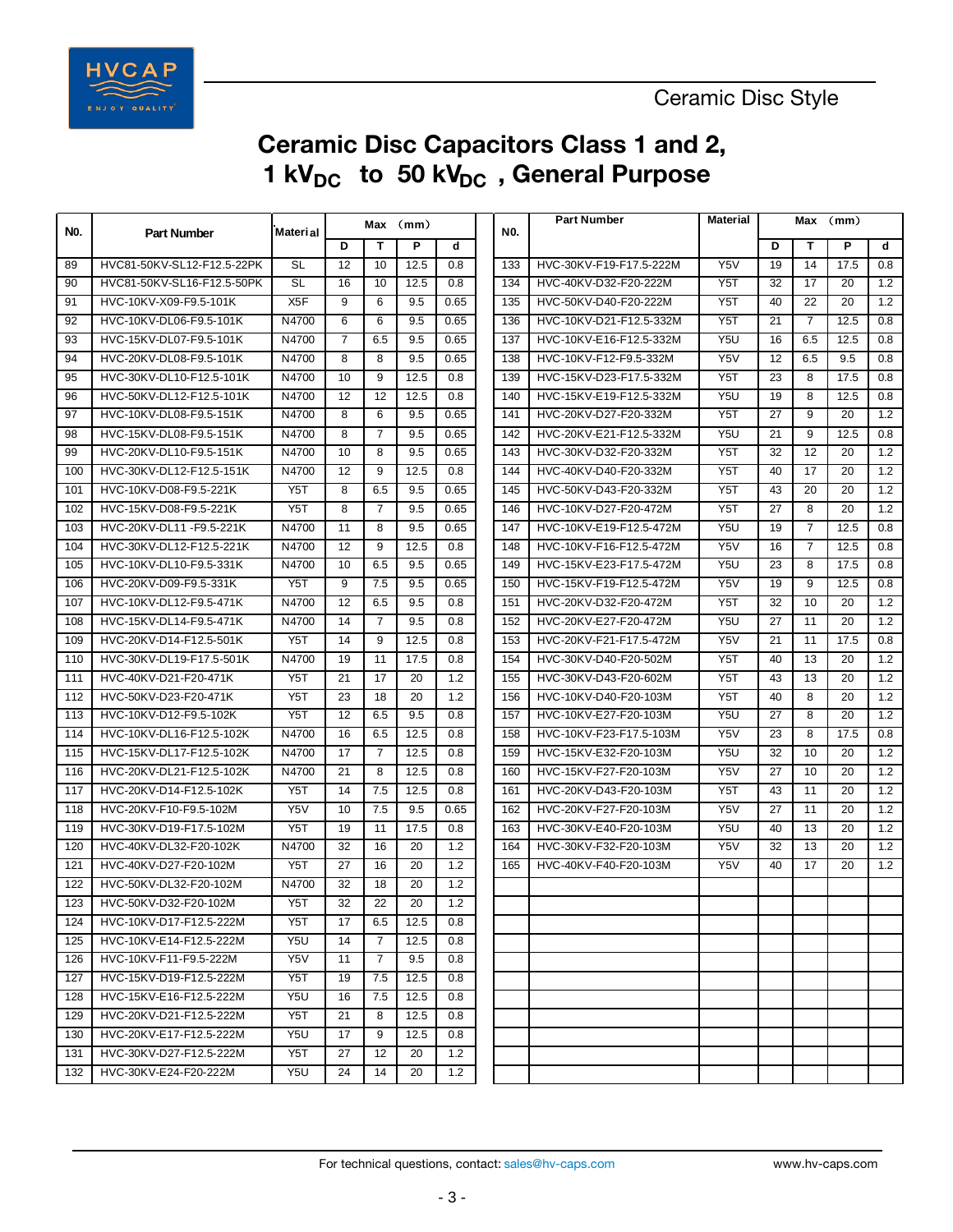Ceramic Disc Style

# Ceramic Disc Capacitors Class 1 and 2, 1 $kV_{DC}$ to 50 $kV_{DC}$ , General Purpose

| N0. | Part Number | Material | Max (mm) | | | |
|---|---|---|---|---|---|---|
| | | | D | T | P | d |
| 89 | HVC81-50KV-SL12-F12.5-22PK | SL | 12 | 10 | 12.5 | 0.8 |
| 90 | HVC81-50KV-SL16-F12.5-50PK | SL | 16 | 10 | 12.5 | 0.8 |
| 91 | HVC-10KV-X09-F9.5-101K | X5F | 9 | 6 | 9.5 | 0.65 |
| 92 | HVC-10KV-DL06-F9.5-101K | N4700 | 6 | 6 | 9.5 | 0.65 |
| 93 | HVC-15KV-DL07-F9.5-101K | N4700 | 7 | 6.5 | 9.5 | 0.65 |
| 94 | HVC-20KV-DL08-F9.5-101K | N4700 | 8 | 8 | 9.5 | 0.65 |
| 95 | HVC-30KV-DL10-F12.5-101K | N4700 | 10 | 9 | 12.5 | 0.8 |
| 96 | HVC-50KV-DL12-F12.5-101K | N4700 | 12 | 12 | 12.5 | 0.8 |
| 97 | HVC-10KV-DL08-F9.5-151K | N4700 | 8 | 6 | 9.5 | 0.65 |
| 98 | HVC-15KV-DL08-F9.5-151K | N4700 | 8 | 7 | 9.5 | 0.65 |
| 99 | HVC-20KV-DL10-F9.5-151K | N4700 | 10 | 8 | 9.5 | 0.65 |
| 100 | HVC-30KV-DL12-F12.5-151K | N4700 | 12 | 9 | 12.5 | 0.8 |
| 101 | HVC-10KV-D08-F9.5-221K | Y5T | 8 | 6.5 | 9.5 | 0.65 |
| 102 | HVC-15KV-D08-F9.5-221K | Y5T | 8 | 7 | 9.5 | 0.65 |
| 103 | HVC-20KV-DL11 -F9.5-221K | N4700 | 11 | 8 | 9.5 | 0.65 |
| 104 | HVC-30KV-DL12-F12.5-221K | N4700 | 12 | 9 | 12.5 | 0.8 |
| 105 | HVC-10KV-DL10-F9.5-331K | N4700 | 10 | 6.5 | 9.5 | 0.65 |
| 106 | HVC-20KV-D09-F9.5-331K | Y5T | 9 | 7.5 | 9.5 | 0.65 |
| 107 | HVC-10KV-DL12-F9.5-471K | N4700 | 12 | 6.5 | 9.5 | 0.8 |
| 108 | HVC-15KV-DL14-F9.5-471K | N4700 | 14 | 7 | 9.5 | 0.8 |
| 109 | HVC-20KV-D14-F12.5-501K | Y5T | 14 | 9 | 12.5 | 0.8 |
| 110 | HVC-30KV-DL19-F17.5-501K | N4700 | 19 | 11 | 17.5 | 0.8 |
| 111 | HVC-40KV-D21-F20-471K | Y5T | 21 | 17 | 20 | 1.2 |
| 112 | HVC-50KV-D23-F20-471K | Y5T | 23 | 18 | 20 | 1.2 |
| 113 | HVC-10KV-D12-F9.5-102K | Y5T | 12 | 6.5 | 9.5 | 0.8 |
| 114 | HVC-10KV-DL16-F12.5-102K | N4700 | 16 | 6.5 | 12.5 | 0.8 |
| 115 | HVC-15KV-DL17-F12.5-102K | N4700 | 17 | 7 | 12.5 | 0.8 |
| 116 | HVC-20KV-DL21-F12.5-102K | N4700 | 21 | 8 | 12.5 | 0.8 |
| 117 | HVC-20KV-D14-F12.5-102K | Y5T | 14 | 7.5 | 12.5 | 0.8 |
| 118 | HVC-20KV-F10-F9.5-102M | Y5V | 10 | 7.5 | 9.5 | 0.65 |
| 119 | HVC-30KV-D19-F17.5-102M | Y5T | 19 | 11 | 17.5 | 0.8 |
| 120 | HVC-40KV-DL32-F20-102K | N4700 | 32 | 16 | 20 | 1.2 |
| 121 | HVC-40KV-D27-F20-102M | Y5T | 27 | 16 | 20 | 1.2 |
| 122 | HVC-50KV-DL32-F20-102M | N4700 | 32 | 18 | 20 | 1.2 |
| 123 | HVC-50KV-D32-F20-102M | Y5T | 32 | 22 | 20 | 1.2 |
| 124 | HVC-10KV-D17-F12.5-222M | Y5T | 17 | 6.5 | 12.5 | 0.8 |
| 125 | HVC-10KV-E14-F12.5-222M | Y5U | 14 | 7 | 12.5 | 0.8 |
| 126 | HVC-10KV-F11-F9.5-222M | Y5V | 11 | 7 | 9.5 | 0.8 |
| 127 | HVC-15KV-D19-F12.5-222M | Y5T | 19 | 7.5 | 12.5 | 0.8 |
| 128 | HVC-15KV-E16-F12.5-222M | Y5U | 16 | 7.5 | 12.5 | 0.8 |
| 129 | HVC-20KV-D21-F12.5-222M | Y5T | 21 | 8 | 12.5 | 0.8 |
| 130 | HVC-20KV-E17-F12.5-222M | Y5U | 17 | 9 | 12.5 | 0.8 |
| 131 | HVC-30KV-D27-F12.5-222M | Y5T | 27 | 12 | 20 | 1.2 |
| 132 | HVC-30KV-E24-F20-222M | Y5U | 24 | 14 | 20 | 1.2 |
| 133 | HVC-30KV-F19-F17.5-222M | Y5V | 19 | 14 | 17.5 | 0.8 |
| 134 | HVC-40KV-D32-F20-222M | Y5T | 32 | 17 | 20 | 1.2 |
| 135 | HVC-50KV-D40-F20-222M | Y5T | 40 | 22 | 20 | 1.2 |
| 136 | HVC-10KV-D21-F12.5-332M | Y5T | 21 | 7 | 12.5 | 0.8 |
| 137 | HVC-10KV-E16-F12.5-332M | Y5U | 16 | 6.5 | 12.5 | 0.8 |
| 138 | HVC-10KV-F12-F9.5-332M | Y5V | 12 | 6.5 | 9.5 | 0.8 |
| 139 | HVC-15KV-D23-F17.5-332M | Y5T | 23 | 8 | 17.5 | 0.8 |
| 140 | HVC-15KV-E19-F12.5-332M | Y5U | 19 | 8 | 12.5 | 0.8 |
| 141 | HVC-20KV-D27-F20-332M | Y5T | 27 | 9 | 20 | 1.2 |
| 142 | HVC-20KV-E21-F12.5-332M | Y5U | 21 | 9 | 12.5 | 0.8 |
| 143 | HVC-30KV-D32-F20-332M | Y5T | 32 | 12 | 20 | 1.2 |
| 144 | HVC-40KV-D40-F20-332M | Y5T | 40 | 17 | 20 | 1.2 |
| 145 | HVC-50KV-D43-F20-332M | Y5T | 43 | 20 | 20 | 1.2 |
| 146 | HVC-10KV-D27-F20-472M | Y5T | 27 | 8 | 20 | 1.2 |
| 147 | HVC-10KV-E19-F12.5-472M | Y5U | 19 | 7 | 12.5 | 0.8 |
| 148 | HVC-10KV-F16-F12.5-472M | Y5V | 16 | 7 | 12.5 | 0.8 |
| 149 | HVC-15KV-E23-F17.5-472M | Y5U | 23 | 8 | 17.5 | 0.8 |
| 150 | HVC-15KV-F19-F12.5-472M | Y5V | 19 | 9 | 12.5 | 0.8 |
| 151 | HVC-20KV-D32-F20-472M | Y5T | 32 | 10 | 20 | 1.2 |
| 152 | HVC-20KV-E27-F20-472M | Y5U | 27 | 11 | 20 | 1.2 |
| 153 | HVC-20KV-F21-F17.5-472M | Y5V | 21 | 11 | 17.5 | 0.8 |
| 154 | HVC-30KV-D40-F20-502M | Y5T | 40 | 13 | 20 | 1.2 |
| 155 | HVC-30KV-D43-F20-602M | Y5T | 43 | 13 | 20 | 1.2 |
| 156 | HVC-10KV-D40-F20-103M | Y5T | 40 | 8 | 20 | 1.2 |
| 157 | HVC-10KV-E27-F20-103M | Y5U | 27 | 8 | 20 | 1.2 |
| 158 | HVC-10KV-F23-F17.5-103M | Y5V | 23 | 8 | 17.5 | 0.8 |
| 159 | HVC-15KV-E32-F20-103M | Y5U | 32 | 10 | 20 | 1.2 |
| 160 | HVC-15KV-F27-F20-103M | Y5V | 27 | 10 | 20 | 1.2 |
| 161 | HVC-20KV-D43-F20-103M | Y5T | 43 | 11 | 20 | 1.2 |
| 162 | HVC-20KV-F27-F20-103M | Y5V | 27 | 11 | 20 | 1.2 |
| 163 | HVC-30KV-E40-F20-103M | Y5U | 40 | 13 | 20 | 1.2 |
| 164 | HVC-30KV-F32-F20-103M | Y5V | 32 | 13 | 20 | 1.2 |
| 165 | HVC-40KV-F40-F20-103M | Y5V | 40 | 17 | 20 | 1.2 |

For technical questions, contact: sales@hv-caps.com www.hv-caps.com